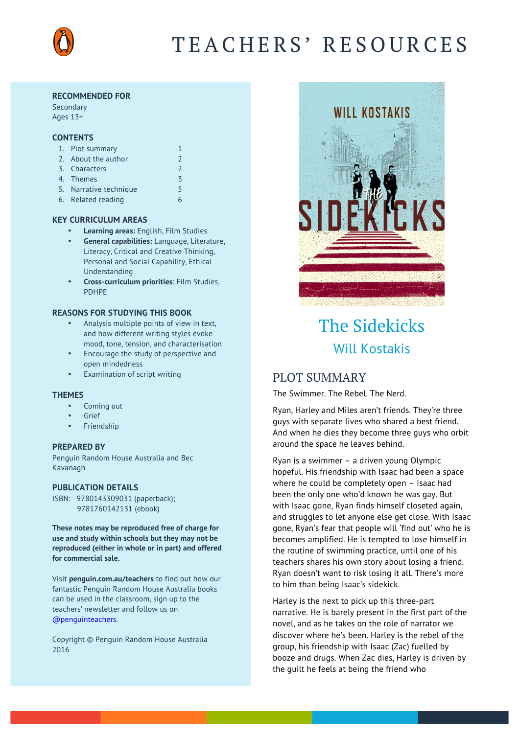# TEACHERS' RESOURCES

**RECOMMENDED FOR**

Secondary
Ages 13+

**CONTENTS**

1. Plot summary 1
2. About the author 2
3. Characters 2
4. Themes 3
5. Narrative technique 5
6. Related reading 6

**KEY CURRICULUM AREAS**

- **Learning areas:** English, Film Studies
- **General capabilities:** Language, Literature, Literacy, Critical and Creative Thinking, Personal and Social Capability, Ethical Understanding
- **Cross-curriculum priorities**: Film Studies, PDHPE

**REASONS FOR STUDYING THIS BOOK**

- Analysis multiple points of view in text, and how different writing styles evoke mood, tone, tension, and characterisation
- Encourage the study of perspective and open mindedness
- Examination of script writing

**THEMES**

- Coming out
- Grief
- Friendship

**PREPARED BY**

Penguin Random House Australia and Bec Kavanagh

**PUBLICATION DETAILS**

ISBN: 9780143309031 (paperback);
9781760142131 (ebook)

**These notes may be reproduced free of charge for use and study within schools but they may not be reproduced (either in whole or in part) and offered for commercial sale.**

Visit **penguin.com.au/teachers** to find out how our fantastic Penguin Random House Australia books can be used in the classroom, sign up to the teachers' newsletter and follow us on @penguinteachers.

Copyright © Penguin Random House Australia 2016

# The Sidekicks

## Will Kostakis

## PLOT SUMMARY

The Swimmer. The Rebel. The Nerd.

Ryan, Harley and Miles aren't friends. They're three guys with separate lives who shared a best friend. And when he dies they become three guys who orbit around the space he leaves behind.

Ryan is a swimmer – a driven young Olympic hopeful. His friendship with Isaac had been a space where he could be completely open – Isaac had been the only one who'd known he was gay. But with Isaac gone, Ryan finds himself closeted again, and struggles to let anyone else get close. With Isaac gone, Ryan's fear that people will 'find out' who he is becomes amplified. He is tempted to lose himself in the routine of swimming practice, until one of his teachers shares his own story about losing a friend. Ryan doesn't want to risk losing it all. There's more to him than being Isaac's sidekick.

Harley is the next to pick up this three-part narrative. He is barely present in the first part of the novel, and as he takes on the role of narrator we discover where he's been. Harley is the rebel of the group, his friendship with Isaac (Zac) fuelled by booze and drugs. When Zac dies, Harley is driven by the guilt he feels at being the friend who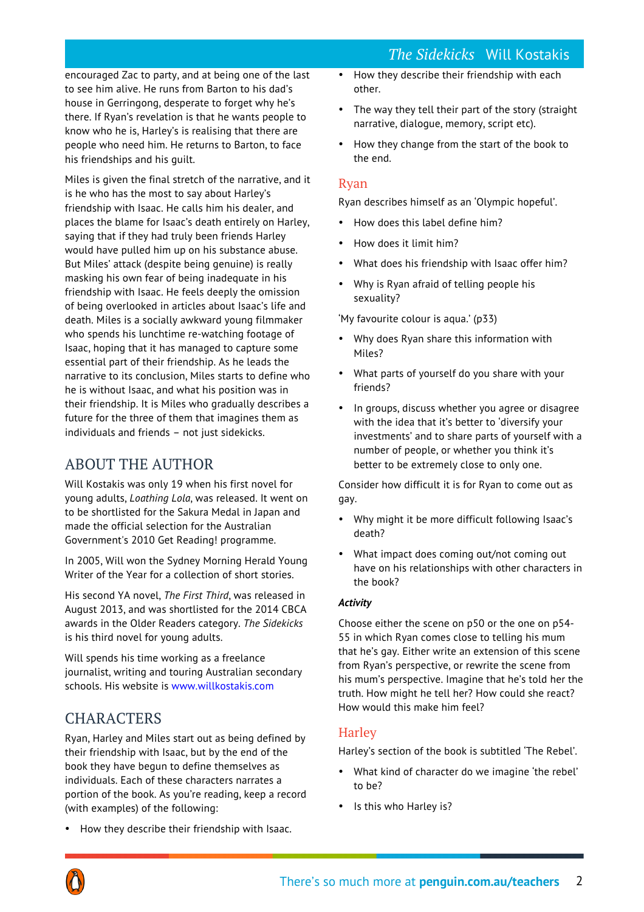encouraged Zac to party, and at being one of the last to see him alive. He runs from Barton to his dad's house in Gerringong, desperate to forget why he's there. If Ryan's revelation is that he wants people to know who he is, Harley's is realising that there are people who need him. He returns to Barton, to face his friendships and his guilt.

Miles is given the final stretch of the narrative, and it is he who has the most to say about Harley's friendship with Isaac. He calls him his dealer, and places the blame for Isaac's death entirely on Harley, saying that if they had truly been friends Harley would have pulled him up on his substance abuse. But Miles' attack (despite being genuine) is really masking his own fear of being inadequate in his friendship with Isaac. He feels deeply the omission of being overlooked in articles about Isaac's life and death. Miles is a socially awkward young filmmaker who spends his lunchtime re-watching footage of Isaac, hoping that it has managed to capture some essential part of their friendship. As he leads the narrative to its conclusion, Miles starts to define who he is without Isaac, and what his position was in their friendship. It is Miles who gradually describes a future for the three of them that imagines them as individuals and friends – not just sidekicks.

## ABOUT THE AUTHOR

Will Kostakis was only 19 when his first novel for young adults, *Loathing Lola*, was released. It went on to be shortlisted for the Sakura Medal in Japan and made the official selection for the Australian Government's 2010 Get Reading! programme.

In 2005, Will won the Sydney Morning Herald Young Writer of the Year for a collection of short stories.

His second YA novel, *The First Third*, was released in August 2013, and was shortlisted for the 2014 CBCA awards in the Older Readers category. *The Sidekicks* is his third novel for young adults.

Will spends his time working as a freelance journalist, writing and touring Australian secondary schools. His website is www.willkostakis.com

## CHARACTERS

Ryan, Harley and Miles start out as being defined by their friendship with Isaac, but by the end of the book they have begun to define themselves as individuals. Each of these characters narrates a portion of the book. As you're reading, keep a record (with examples) of the following:

- How they describe their friendship with Isaac.
- How they describe their friendship with each other.
- The way they tell their part of the story (straight narrative, dialogue, memory, script etc).
- How they change from the start of the book to the end.

### Ryan

Ryan describes himself as an 'Olympic hopeful'.

- How does this label define him?
- How does it limit him?
- What does his friendship with Isaac offer him?
- Why is Ryan afraid of telling people his sexuality?

'My favourite colour is aqua.' (p33)

- Why does Ryan share this information with Miles?
- What parts of yourself do you share with your friends?
- In groups, discuss whether you agree or disagree with the idea that it's better to 'diversify your investments' and to share parts of yourself with a number of people, or whether you think it's better to be extremely close to only one.

Consider how difficult it is for Ryan to come out as gay.

- Why might it be more difficult following Isaac's death?
- What impact does coming out/not coming out have on his relationships with other characters in the book?

***Activity***

Choose either the scene on p50 or the one on p54-55 in which Ryan comes close to telling his mum that he's gay. Either write an extension of this scene from Ryan's perspective, or rewrite the scene from his mum's perspective. Imagine that he's told her the truth. How might he tell her? How could she react? How would this make him feel?

### Harley

Harley's section of the book is subtitled 'The Rebel'.

- What kind of character do we imagine 'the rebel' to be?
- Is this who Harley is?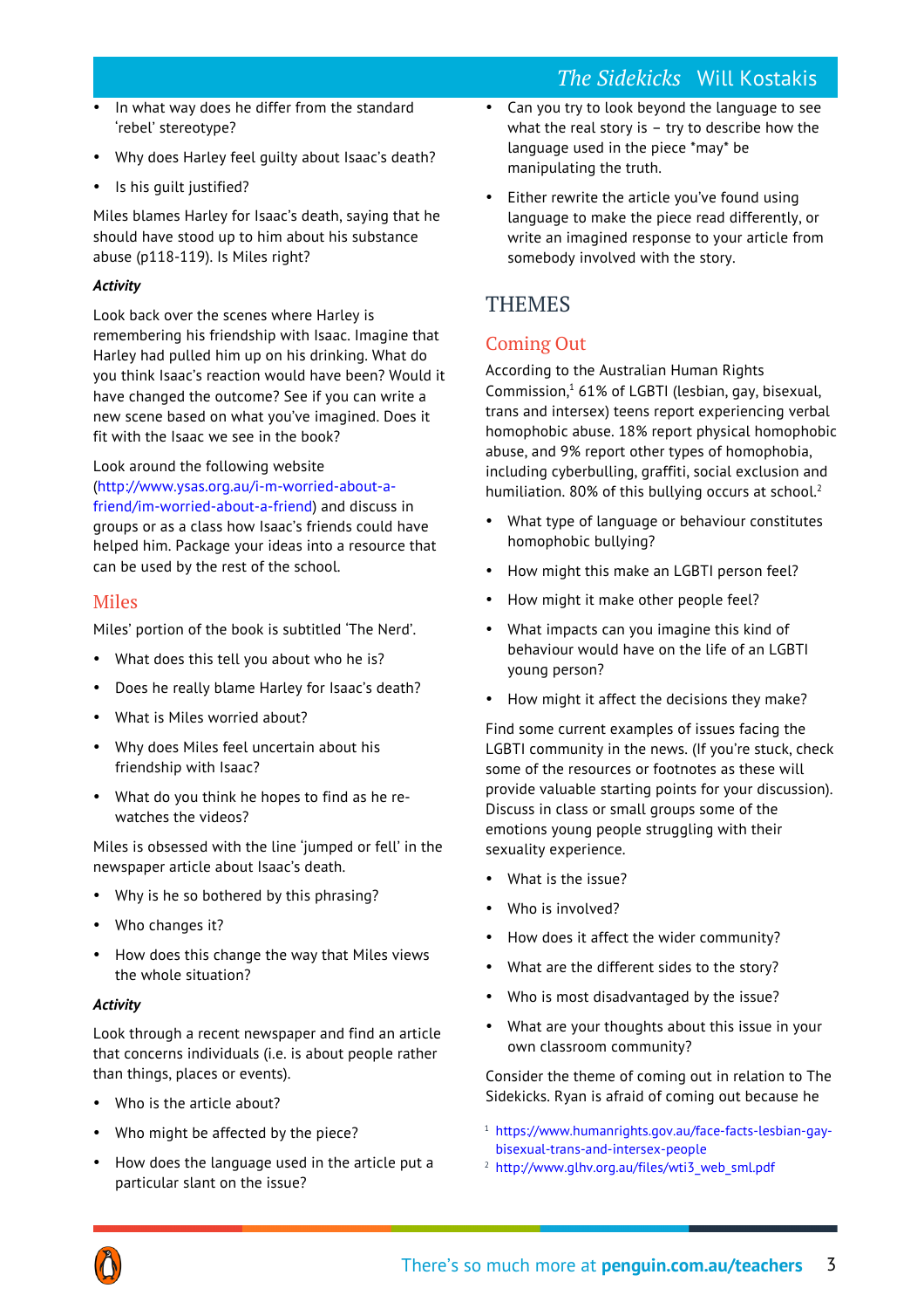- In what way does he differ from the standard 'rebel' stereotype?
- Why does Harley feel guilty about Isaac's death?
- Is his guilt justified?

Miles blames Harley for Isaac's death, saying that he should have stood up to him about his substance abuse (p118-119). Is Miles right?

***Activity***

Look back over the scenes where Harley is remembering his friendship with Isaac. Imagine that Harley had pulled him up on his drinking. What do you think Isaac's reaction would have been? Would it have changed the outcome? See if you can write a new scene based on what you've imagined. Does it fit with the Isaac we see in the book?

Look around the following website (http://www.ysas.org.au/i-m-worried-about-a-friend/im-worried-about-a-friend) and discuss in groups or as a class how Isaac's friends could have helped him. Package your ideas into a resource that can be used by the rest of the school.

### Miles

Miles' portion of the book is subtitled 'The Nerd'.

- What does this tell you about who he is?
- Does he really blame Harley for Isaac's death?
- What is Miles worried about?
- Why does Miles feel uncertain about his friendship with Isaac?
- What do you think he hopes to find as he re-watches the videos?

Miles is obsessed with the line 'jumped or fell' in the newspaper article about Isaac's death.

- Why is he so bothered by this phrasing?
- Who changes it?
- How does this change the way that Miles views the whole situation?

***Activity***

Look through a recent newspaper and find an article that concerns individuals (i.e. is about people rather than things, places or events).

- Who is the article about?
- Who might be affected by the piece?
- How does the language used in the article put a particular slant on the issue?
- Can you try to look beyond the language to see what the real story is – try to describe how the language used in the piece *may* be manipulating the truth.
- Either rewrite the article you've found using language to make the piece read differently, or write an imagined response to your article from somebody involved with the story.

## THEMES

### Coming Out

According to the Australian Human Rights Commission,[1] 61% of LGBTI (lesbian, gay, bisexual, trans and intersex) teens report experiencing verbal homophobic abuse. 18% report physical homophobic abuse, and 9% report other types of homophobia, including cyberbulling, graffiti, social exclusion and humiliation. 80% of this bullying occurs at school.[2]

- What type of language or behaviour constitutes homophobic bullying?
- How might this make an LGBTI person feel?
- How might it make other people feel?
- What impacts can you imagine this kind of behaviour would have on the life of an LGBTI young person?
- How might it affect the decisions they make?

Find some current examples of issues facing the LGBTI community in the news. (If you're stuck, check some of the resources or footnotes as these will provide valuable starting points for your discussion). Discuss in class or small groups some of the emotions young people struggling with their sexuality experience.

- What is the issue?
- Who is involved?
- How does it affect the wider community?
- What are the different sides to the story?
- Who is most disadvantaged by the issue?
- What are your thoughts about this issue in your own classroom community?

Consider the theme of coming out in relation to The Sidekicks. Ryan is afraid of coming out because he

[1] https://www.humanrights.gov.au/face-facts-lesbian-gay-bisexual-trans-and-intersex-people
[2] http://www.glhv.org.au/files/wti3_web_sml.pdf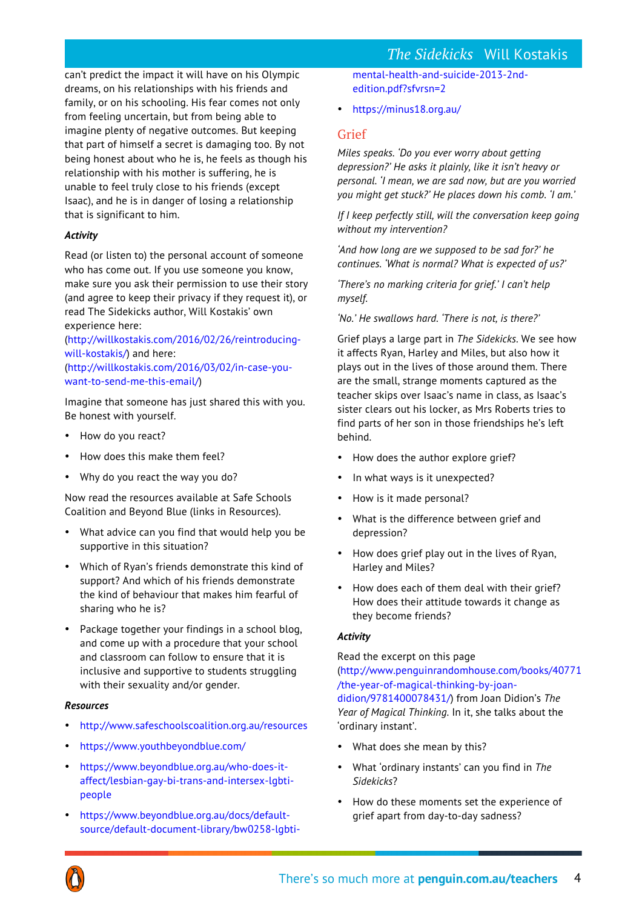can't predict the impact it will have on his Olympic dreams, on his relationships with his friends and family, or on his schooling. His fear comes not only from feeling uncertain, but from being able to imagine plenty of negative outcomes. But keeping that part of himself a secret is damaging too. By not being honest about who he is, he feels as though his relationship with his mother is suffering, he is unable to feel truly close to his friends (except Isaac), and he is in danger of losing a relationship that is significant to him.

***Activity***

Read (or listen to) the personal account of someone who has come out. If you use someone you know, make sure you ask their permission to use their story (and agree to keep their privacy if they request it), or read The Sidekicks author, Will Kostakis' own experience here: (http://willkostakis.com/2016/02/26/reintroducing-will-kostakis/) and here: (http://willkostakis.com/2016/03/02/in-case-you-want-to-send-me-this-email/)

Imagine that someone has just shared this with you. Be honest with yourself.

- How do you react?
- How does this make them feel?
- Why do you react the way you do?

Now read the resources available at Safe Schools Coalition and Beyond Blue (links in Resources).

- What advice can you find that would help you be supportive in this situation?
- Which of Ryan's friends demonstrate this kind of support? And which of his friends demonstrate the kind of behaviour that makes him fearful of sharing who he is?
- Package together your findings in a school blog, and come up with a procedure that your school and classroom can follow to ensure that it is inclusive and supportive to students struggling with their sexuality and/or gender.

***Resources***

- http://www.safeschoolscoalition.org.au/resources
- https://www.youthbeyondblue.com/
- https://www.beyondblue.org.au/who-does-it-affect/lesbian-gay-bi-trans-and-intersex-lgbti-people
- https://www.beyondblue.org.au/docs/default-source/default-document-library/bw0258-lgbti-mental-health-and-suicide-2013-2nd-edition.pdf?sfvrsn=2
- https://minus18.org.au/

## Grief

*Miles speaks. 'Do you ever worry about getting depression?' He asks it plainly, like it isn't heavy or personal. 'I mean, we are sad now, but are you worried you might get stuck?' He places down his comb. 'I am.'*

*If I keep perfectly still, will the conversation keep going without my intervention?*

*'And how long are we supposed to be sad for?' he continues. 'What is normal? What is expected of us?'*

*'There's no marking criteria for grief.' I can't help myself.*

*'No.' He swallows hard. 'There is not, is there?'*

Grief plays a large part in *The Sidekicks*. We see how it affects Ryan, Harley and Miles, but also how it plays out in the lives of those around them. There are the small, strange moments captured as the teacher skips over Isaac's name in class, as Isaac's sister clears out his locker, as Mrs Roberts tries to find parts of her son in those friendships he's left behind.

- How does the author explore grief?
- In what ways is it unexpected?
- How is it made personal?
- What is the difference between grief and depression?
- How does grief play out in the lives of Ryan, Harley and Miles?
- How does each of them deal with their grief? How does their attitude towards it change as they become friends?

***Activity***

Read the excerpt on this page (http://www.penguinrandomhouse.com/books/40771/the-year-of-magical-thinking-by-joan-didion/9781400078431/) from Joan Didion's *The Year of Magical Thinking*. In it, she talks about the 'ordinary instant'.

- What does she mean by this?
- What 'ordinary instants' can you find in *The Sidekicks*?
- How do these moments set the experience of grief apart from day-to-day sadness?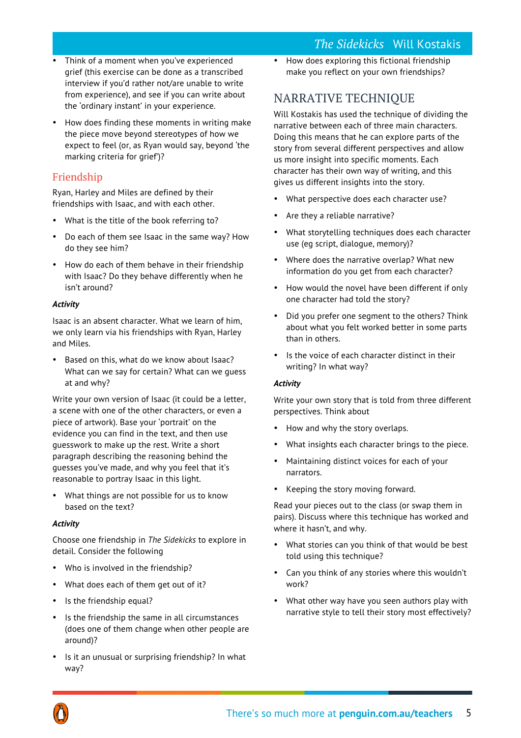- Think of a moment when you've experienced grief (this exercise can be done as a transcribed interview if you'd rather not/are unable to write from experience), and see if you can write about the 'ordinary instant' in your experience.
- How does finding these moments in writing make the piece move beyond stereotypes of how we expect to feel (or, as Ryan would say, beyond 'the marking criteria for grief')?

### Friendship

Ryan, Harley and Miles are defined by their friendships with Isaac, and with each other.

- What is the title of the book referring to?
- Do each of them see Isaac in the same way? How do they see him?
- How do each of them behave in their friendship with Isaac? Do they behave differently when he isn't around?

***Activity***

Isaac is an absent character. What we learn of him, we only learn via his friendships with Ryan, Harley and Miles.

- Based on this, what do we know about Isaac? What can we say for certain? What can we guess at and why?

Write your own version of Isaac (it could be a letter, a scene with one of the other characters, or even a piece of artwork). Base your 'portrait' on the evidence you can find in the text, and then use guesswork to make up the rest. Write a short paragraph describing the reasoning behind the guesses you've made, and why you feel that it's reasonable to portray Isaac in this light.

- What things are not possible for us to know based on the text?

***Activity***

Choose one friendship in *The Sidekicks* to explore in detail. Consider the following

- Who is involved in the friendship?
- What does each of them get out of it?
- Is the friendship equal?
- Is the friendship the same in all circumstances (does one of them change when other people are around)?
- Is it an unusual or surprising friendship? In what way?
- How does exploring this fictional friendship make you reflect on your own friendships?

## NARRATIVE TECHNIQUE

Will Kostakis has used the technique of dividing the narrative between each of three main characters. Doing this means that he can explore parts of the story from several different perspectives and allow us more insight into specific moments. Each character has their own way of writing, and this gives us different insights into the story.

- What perspective does each character use?
- Are they a reliable narrative?
- What storytelling techniques does each character use (eg script, dialogue, memory)?
- Where does the narrative overlap? What new information do you get from each character?
- How would the novel have been different if only one character had told the story?
- Did you prefer one segment to the others? Think about what you felt worked better in some parts than in others.
- Is the voice of each character distinct in their writing? In what way?

***Activity***

Write your own story that is told from three different perspectives. Think about

- How and why the story overlaps.
- What insights each character brings to the piece.
- Maintaining distinct voices for each of your narrators.
- Keeping the story moving forward.

Read your pieces out to the class (or swap them in pairs). Discuss where this technique has worked and where it hasn't, and why.

- What stories can you think of that would be best told using this technique?
- Can you think of any stories where this wouldn't work?
- What other way have you seen authors play with narrative style to tell their story most effectively?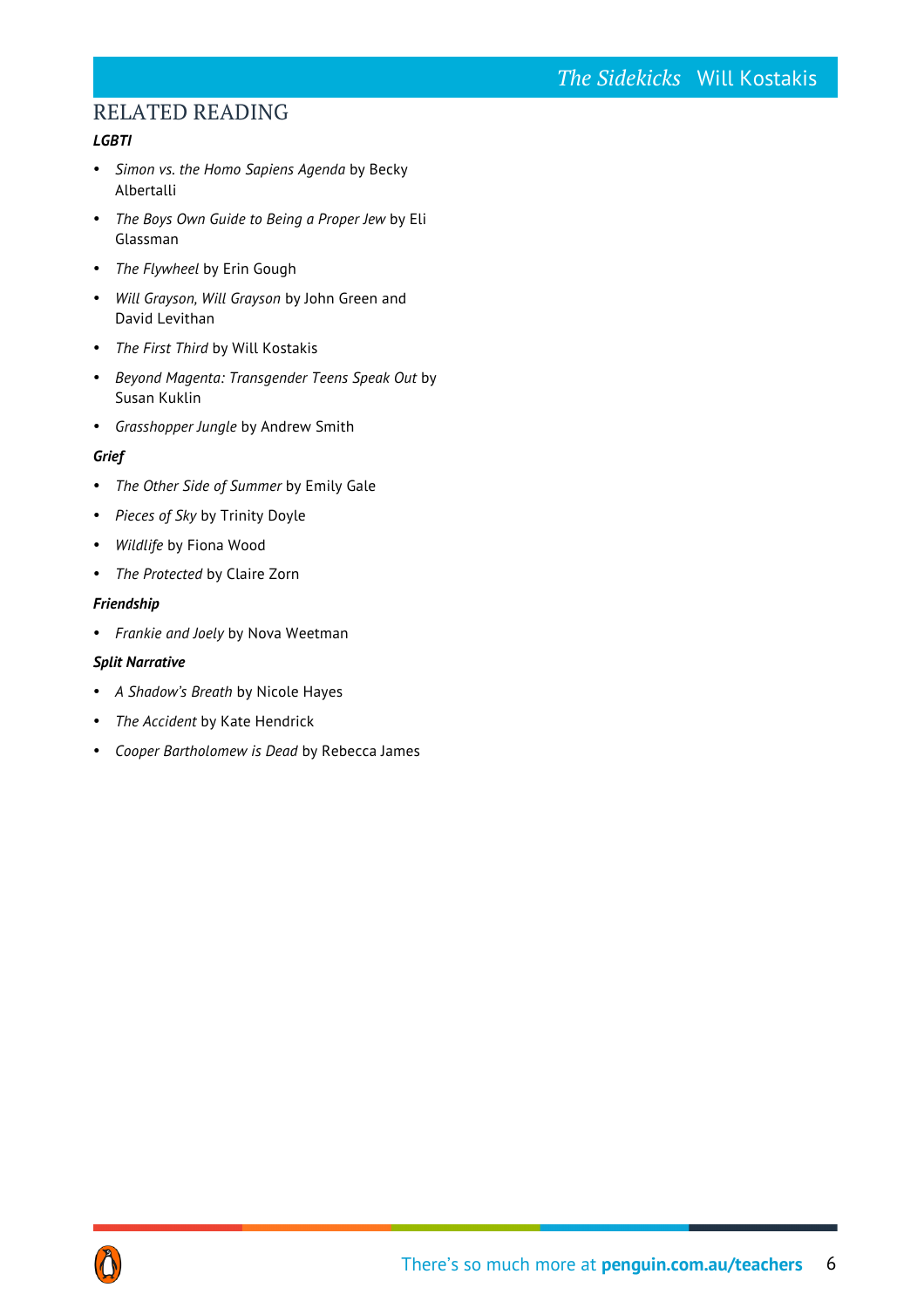## RELATED READING

***LGBTI***

- *Simon vs. the Homo Sapiens Agenda* by Becky Albertalli
- *The Boys Own Guide to Being a Proper Jew* by Eli Glassman
- *The Flywheel* by Erin Gough
- *Will Grayson, Will Grayson* by John Green and David Levithan
- *The First Third* by Will Kostakis
- *Beyond Magenta: Transgender Teens Speak Out* by Susan Kuklin
- *Grasshopper Jungle* by Andrew Smith

***Grief***

- *The Other Side of Summer* by Emily Gale
- *Pieces of Sky* by Trinity Doyle
- *Wildlife* by Fiona Wood
- *The Protected* by Claire Zorn

***Friendship***

- *Frankie and Joely* by Nova Weetman

***Split Narrative***

- *A Shadow's Breath* by Nicole Hayes
- *The Accident* by Kate Hendrick
- *Cooper Bartholomew is Dead* by Rebecca James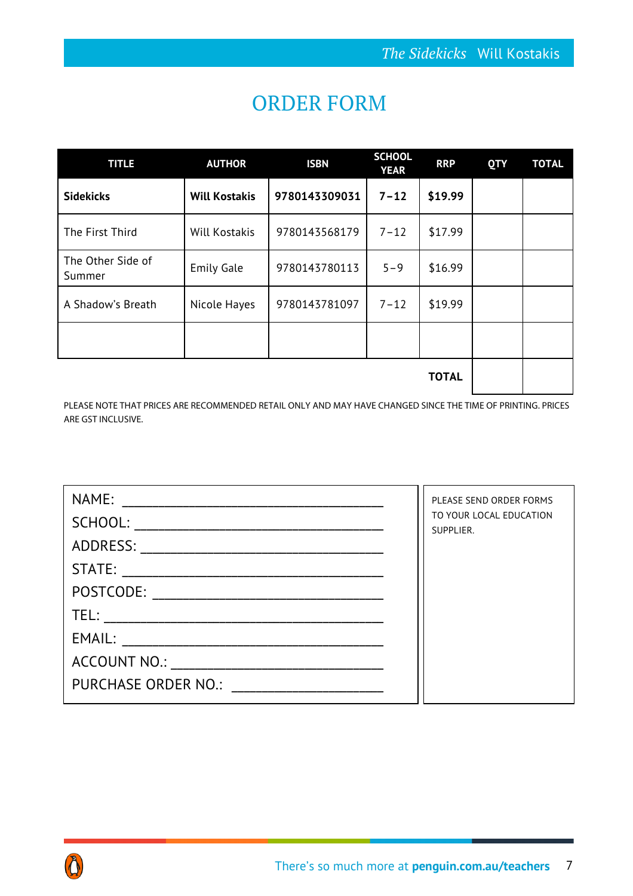# ORDER FORM

| TITLE | AUTHOR | ISBN | SCHOOL YEAR | RRP | QTY | TOTAL |
|---|---|---|---|---|---|---|
| **Sidekicks** | **Will Kostakis** | **9780143309031** | **7–12** | **$19.99** | | |
| The First Third | Will Kostakis | 9780143568179 | 7–12 | $17.99 | | |
| The Other Side of Summer | Emily Gale | 9780143780113 | 5–9 | $16.99 | | |
| A Shadow's Breath | Nicole Hayes | 9780143781097 | 7–12 | $19.99 | | |
| | | | | | | |
| | | | | **TOTAL** | | |

PLEASE NOTE THAT PRICES ARE RECOMMENDED RETAIL ONLY AND MAY HAVE CHANGED SINCE THE TIME OF PRINTING. PRICES ARE GST INCLUSIVE.

NAME: ______________________________

SCHOOL: ______________________________

ADDRESS: ______________________________

STATE: ______________________________

POSTCODE: ______________________________

TEL: ______________________________

EMAIL: ______________________________

ACCOUNT NO.: ______________________________

PURCHASE ORDER NO.: ____________________

PLEASE SEND ORDER FORMS TO YOUR LOCAL EDUCATION SUPPLIER.

There's so much more at **penguin.com.au/teachers**